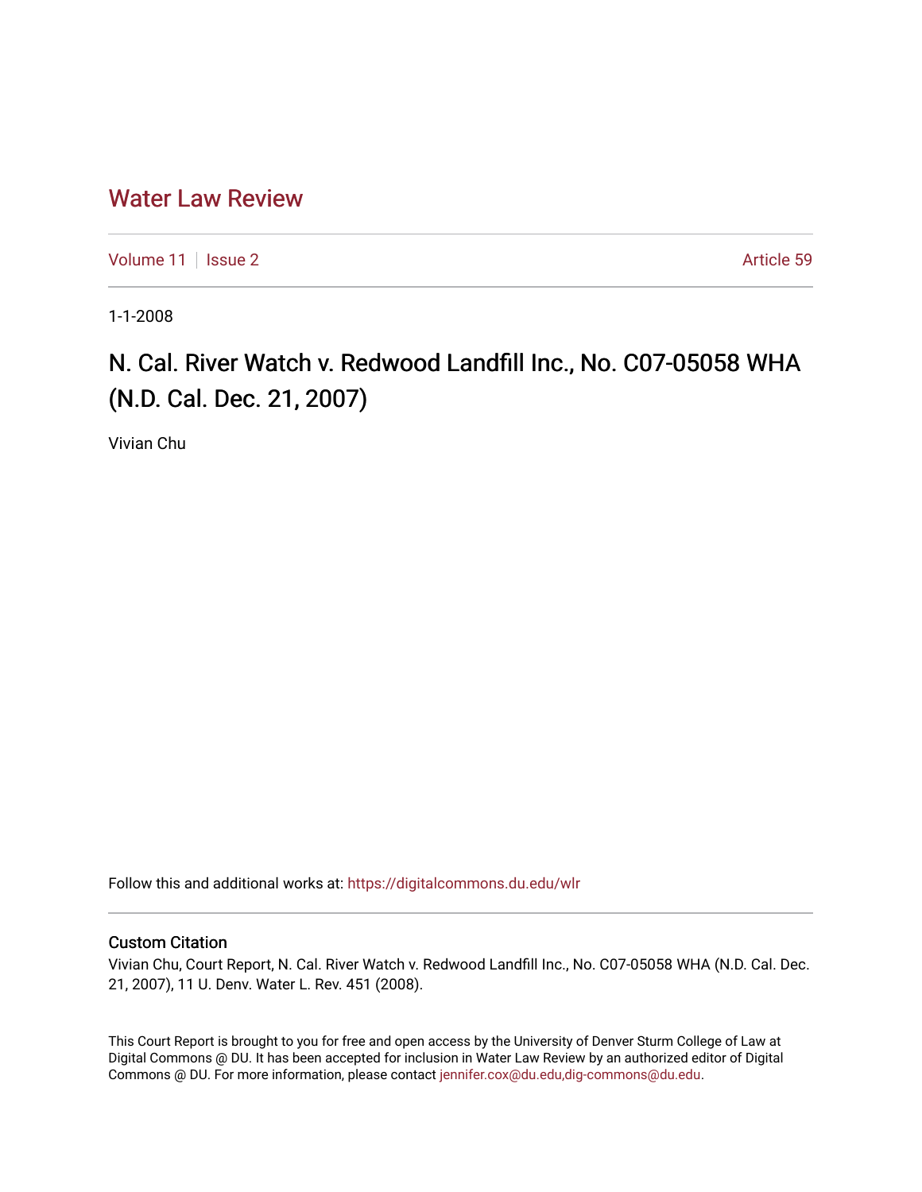# Water Law Review

Volume 11 | Issue 2 | Article 59

1-1-2008

## N. Cal. River Watch v. Redwood Landfill Inc., No. C07-05058 WHA (N.D. Cal. Dec. 21, 2007)

Vivian Chu

Follow this and additional works at: https://digitalcommons.du.edu/wlr

### Custom Citation

Vivian Chu, Court Report, N. Cal. River Watch v. Redwood Landfill Inc., No. C07-05058 WHA (N.D. Cal. Dec. 21, 2007), 11 U. Denv. Water L. Rev. 451 (2008).

This Court Report is brought to you for free and open access by the University of Denver Sturm College of Law at Digital Commons @ DU. It has been accepted for inclusion in Water Law Review by an authorized editor of Digital Commons @ DU. For more information, please contact jennifer.cox@du.edu,dig-commons@du.edu.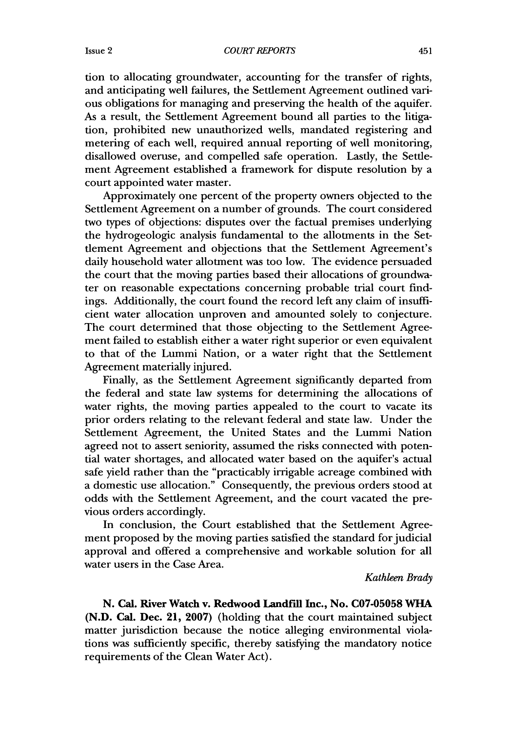tion to allocating groundwater, accounting for the transfer of rights, and anticipating well failures, the Settlement Agreement outlined various obligations for managing and preserving the health of the aquifer. As a result, the Settlement Agreement bound all parties to the litigation, prohibited new unauthorized wells, mandated registering and metering of each well, required annual reporting of well monitoring, disallowed overuse, and compelled safe operation. Lastly, the Settlement Agreement established a framework for dispute resolution by a court appointed water master.

Approximately one percent of the property owners objected to the Settlement Agreement on a number of grounds. The court considered two types of objections: disputes over the factual premises underlying the hydrogeologic analysis fundamental to the allotments in the Settlement Agreement and objections that the Settlement Agreement's daily household water allotment was too low. The evidence persuaded the court that the moving parties based their allocations of groundwater on reasonable expectations concerning probable trial court findings. Additionally, the court found the record left any claim of insufficient water allocation unproven and amounted solely to conjecture. The court determined that those objecting to the Settlement Agreement failed to establish either a water right superior or even equivalent to that of the Lummi Nation, or a water right that the Settlement Agreement materially injured.

Finally, as the Settlement Agreement significantly departed from the federal and state law systems for determining the allocations of water rights, the moving parties appealed to the court to vacate its prior orders relating to the relevant federal and state law. Under the Settlement Agreement, the United States and the Lummi Nation agreed not to assert seniority, assumed the risks connected with potential water shortages, and allocated water based on the aquifer's actual safe yield rather than the "practicably irrigable acreage combined with a domestic use allocation." Consequently, the previous orders stood at odds with the Settlement Agreement, and the court vacated the previous orders accordingly.

In conclusion, the Court established that the Settlement Agreement proposed by the moving parties satisfied the standard for judicial approval and offered a comprehensive and workable solution for all water users in the Case Area.

*Kathleen Brady*

**N. Cal. River Watch v. Redwood Landfill Inc., No. C07-05058 WHA (N.D. Cal. Dec. 21, 2007)** (holding that the court maintained subject matter jurisdiction because the notice alleging environmental violations was sufficiently specific, thereby satisfying the mandatory notice requirements of the Clean Water Act).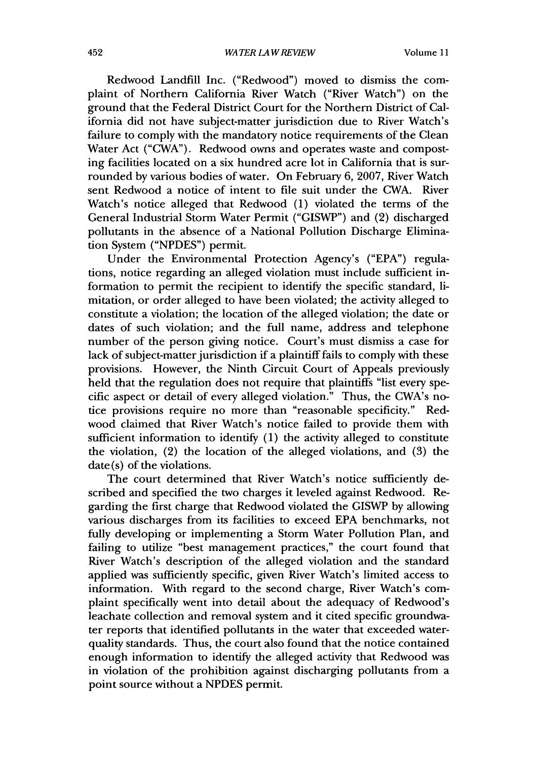Redwood Landfill Inc. ("Redwood") moved to dismiss the complaint of Northern California River Watch ("River Watch") on the ground that the Federal District Court for the Northern District of California did not have subject-matter jurisdiction due to River Watch's failure to comply with the mandatory notice requirements of the Clean Water Act ("CWA"). Redwood owns and operates waste and composting facilities located on a six hundred acre lot in California that is surrounded by various bodies of water. On February 6, 2007, River Watch sent Redwood a notice of intent to file suit under the CWA. River Watch's notice alleged that Redwood (1) violated the terms of the General Industrial Storm Water Permit ("GISWP") and (2) discharged pollutants in the absence of a National Pollution Discharge Elimination System ("NPDES") permit.

Under the Environmental Protection Agency's ("EPA") regulations, notice regarding an alleged violation must include sufficient information to permit the recipient to identify the specific standard, limitation, or order alleged to have been violated; the activity alleged to constitute a violation; the location of the alleged violation; the date or dates of such violation; and the full name, address and telephone number of the person giving notice. Court's must dismiss a case for lack of subject-matter jurisdiction if a plaintiff fails to comply with these provisions. However, the Ninth Circuit Court of Appeals previously held that the regulation does not require that plaintiffs "list every specific aspect or detail of every alleged violation." Thus, the CWA's notice provisions require no more than "reasonable specificity." Redwood claimed that River Watch's notice failed to provide them with sufficient information to identify (1) the activity alleged to constitute the violation, (2) the location of the alleged violations, and (3) the date(s) of the violations.

The court determined that River Watch's notice sufficiently described and specified the two charges it leveled against Redwood. Regarding the first charge that Redwood violated the GISWP by allowing various discharges from its facilities to exceed EPA benchmarks, not fully developing or implementing a Storm Water Pollution Plan, and failing to utilize "best management practices," the court found that River Watch's description of the alleged violation and the standard applied was sufficiently specific, given River Watch's limited access to information. With regard to the second charge, River Watch's complaint specifically went into detail about the adequacy of Redwood's leachate collection and removal system and it cited specific groundwater reports that identified pollutants in the water that exceeded water-quality standards. Thus, the court also found that the notice contained enough information to identify the alleged activity that Redwood was in violation of the prohibition against discharging pollutants from a point source without a NPDES permit.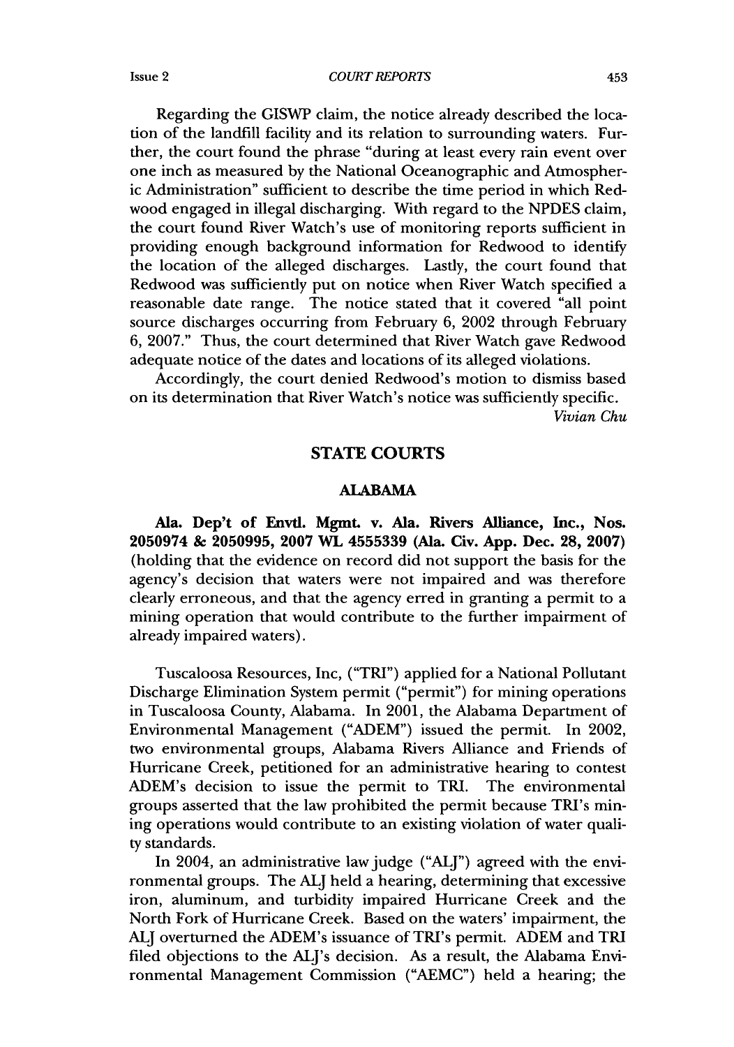Regarding the GISWP claim, the notice already described the location of the landfill facility and its relation to surrounding waters. Further, the court found the phrase "during at least every rain event over one inch as measured by the National Oceanographic and Atmospheric Administration" sufficient to describe the time period in which Redwood engaged in illegal discharging. With regard to the NPDES claim, the court found River Watch's use of monitoring reports sufficient in providing enough background information for Redwood to identify the location of the alleged discharges. Lastly, the court found that Redwood was sufficiently put on notice when River Watch specified a reasonable date range. The notice stated that it covered "all point source discharges occurring from February 6, 2002 through February 6, 2007." Thus, the court determined that River Watch gave Redwood adequate notice of the dates and locations of its alleged violations.

Accordingly, the court denied Redwood's motion to dismiss based on its determination that River Watch's notice was sufficiently specific.

*Vivian Chu*

## STATE COURTS

### ALABAMA

**Ala. Dep't of Envtl. Mgmt. v. Ala. Rivers Alliance, Inc., Nos. 2050974 & 2050995, 2007 WL 4555339 (Ala. Civ. App. Dec. 28, 2007)** (holding that the evidence on record did not support the basis for the agency's decision that waters were not impaired and was therefore clearly erroneous, and that the agency erred in granting a permit to a mining operation that would contribute to the further impairment of already impaired waters).

Tuscaloosa Resources, Inc, ("TRI") applied for a National Pollutant Discharge Elimination System permit ("permit") for mining operations in Tuscaloosa County, Alabama. In 2001, the Alabama Department of Environmental Management ("ADEM") issued the permit. In 2002, two environmental groups, Alabama Rivers Alliance and Friends of Hurricane Creek, petitioned for an administrative hearing to contest ADEM's decision to issue the permit to TRI. The environmental groups asserted that the law prohibited the permit because TRI's mining operations would contribute to an existing violation of water quality standards.

In 2004, an administrative law judge ("ALJ") agreed with the environmental groups. The ALJ held a hearing, determining that excessive iron, aluminum, and turbidity impaired Hurricane Creek and the North Fork of Hurricane Creek. Based on the waters' impairment, the ALJ overturned the ADEM's issuance of TRI's permit. ADEM and TRI filed objections to the ALJ's decision. As a result, the Alabama Environmental Management Commission ("AEMC") held a hearing; the